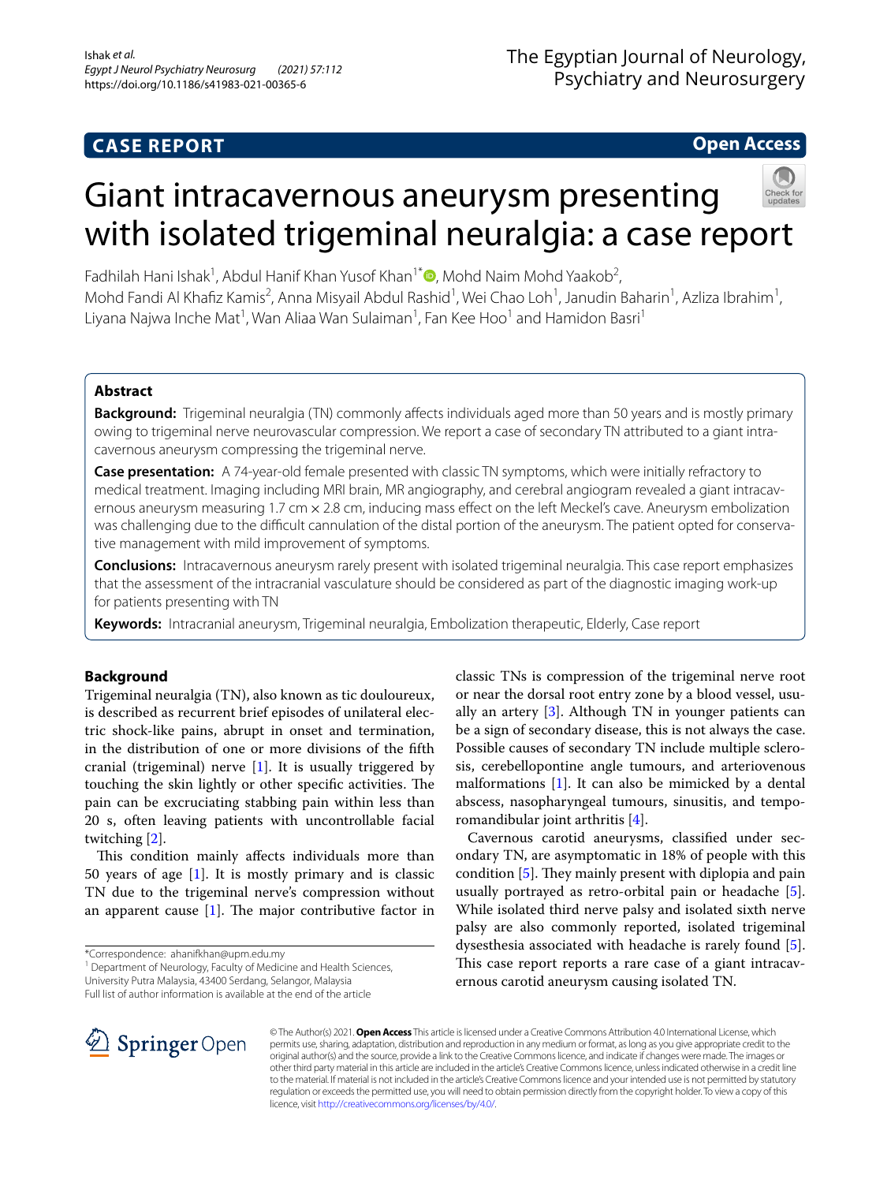CASE REPORT

Open Access

# Giant intracavernous aneurysm presenting with isolated trigeminal neuralgia: a case report

Fadhilah Hani Ishak[1], Abdul Hanif Khan Yusof Khan[1*], Mohd Naim Mohd Yaakob[2], Mohd Fandi Al Khafiz Kamis[2], Anna Misyail Abdul Rashid[1], Wei Chao Loh[1], Janudin Baharin[1], Azliza Ibrahim[1], Liyana Najwa Inche Mat[1], Wan Aliaa Wan Sulaiman[1], Fan Kee Hoo[1] and Hamidon Basri[1]

## Abstract

**Background:** Trigeminal neuralgia (TN) commonly affects individuals aged more than 50 years and is mostly primary owing to trigeminal nerve neurovascular compression. We report a case of secondary TN attributed to a giant intracavernous aneurysm compressing the trigeminal nerve.

**Case presentation:** A 74-year-old female presented with classic TN symptoms, which were initially refractory to medical treatment. Imaging including MRI brain, MR angiography, and cerebral angiogram revealed a giant intracavernous aneurysm measuring 1.7 cm × 2.8 cm, inducing mass effect on the left Meckel's cave. Aneurysm embolization was challenging due to the difficult cannulation of the distal portion of the aneurysm. The patient opted for conservative management with mild improvement of symptoms.

**Conclusions:** Intracavernous aneurysm rarely present with isolated trigeminal neuralgia. This case report emphasizes that the assessment of the intracranial vasculature should be considered as part of the diagnostic imaging work-up for patients presenting with TN

**Keywords:** Intracranial aneurysm, Trigeminal neuralgia, Embolization therapeutic, Elderly, Case report

## Background

Trigeminal neuralgia (TN), also known as tic douloureux, is described as recurrent brief episodes of unilateral electric shock-like pains, abrupt in onset and termination, in the distribution of one or more divisions of the fifth cranial (trigeminal) nerve [1]. It is usually triggered by touching the skin lightly or other specific activities. The pain can be excruciating stabbing pain within less than 20 s, often leaving patients with uncontrollable facial twitching [2].

This condition mainly affects individuals more than 50 years of age [1]. It is mostly primary and is classic TN due to the trigeminal nerve's compression without an apparent cause [1]. The major contributive factor in classic TNs is compression of the trigeminal nerve root or near the dorsal root entry zone by a blood vessel, usually an artery [3]. Although TN in younger patients can be a sign of secondary disease, this is not always the case. Possible causes of secondary TN include multiple sclerosis, cerebellopontine angle tumours, and arteriovenous malformations [1]. It can also be mimicked by a dental abscess, nasopharyngeal tumours, sinusitis, and temporomandibular joint arthritis [4].

Cavernous carotid aneurysms, classified under secondary TN, are asymptomatic in 18% of people with this condition [5]. They mainly present with diplopia and pain usually portrayed as retro-orbital pain or headache [5]. While isolated third nerve palsy and isolated sixth nerve palsy are also commonly reported, isolated trigeminal dysesthesia associated with headache is rarely found [5]. This case report reports a rare case of a giant intracavernous carotid aneurysm causing isolated TN.

*Correspondence: ahanifkhan@upm.edu.my

[1] Department of Neurology, Faculty of Medicine and Health Sciences, University Putra Malaysia, 43400 Serdang, Selangor, Malaysia

Full list of author information is available at the end of the article

© The Author(s) 2021. **Open Access** This article is licensed under a Creative Commons Attribution 4.0 International License, which permits use, sharing, adaptation, distribution and reproduction in any medium or format, as long as you give appropriate credit to the original author(s) and the source, provide a link to the Creative Commons licence, and indicate if changes were made. The images or other third party material in this article are included in the article's Creative Commons licence, unless indicated otherwise in a credit line to the material. If material is not included in the article's Creative Commons licence and your intended use is not permitted by statutory regulation or exceeds the permitted use, you will need to obtain permission directly from the copyright holder. To view a copy of this licence, visit http://creativecommons.org/licenses/by/4.0/.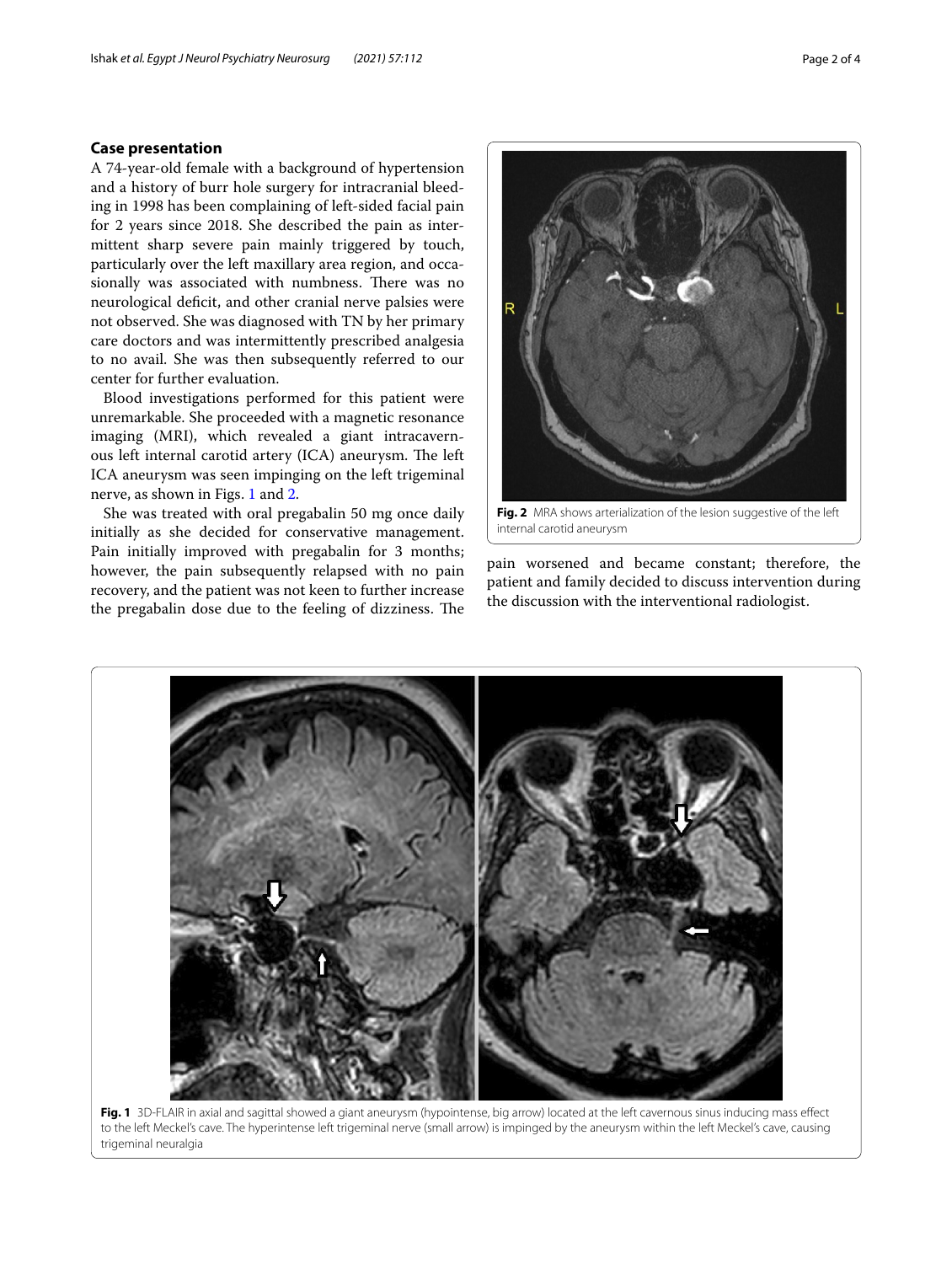## Case presentation

A 74-year-old female with a background of hypertension and a history of burr hole surgery for intracranial bleeding in 1998 has been complaining of left-sided facial pain for 2 years since 2018. She described the pain as intermittent sharp severe pain mainly triggered by touch, particularly over the left maxillary area region, and occasionally was associated with numbness. There was no neurological deficit, and other cranial nerve palsies were not observed. She was diagnosed with TN by her primary care doctors and was intermittently prescribed analgesia to no avail. She was then subsequently referred to our center for further evaluation.

Blood investigations performed for this patient were unremarkable. She proceeded with a magnetic resonance imaging (MRI), which revealed a giant intracavernous left internal carotid artery (ICA) aneurysm. The left ICA aneurysm was seen impinging on the left trigeminal nerve, as shown in Figs. 1 and 2.

She was treated with oral pregabalin 50 mg once daily initially as she decided for conservative management. Pain initially improved with pregabalin for 3 months; however, the pain subsequently relapsed with no pain recovery, and the patient was not keen to further increase the pregabalin dose due to the feeling of dizziness. The pain worsened and became constant; therefore, the patient and family decided to discuss intervention during the discussion with the interventional radiologist.

**Fig. 2** MRA shows arterialization of the lesion suggestive of the left internal carotid aneurysm

**Fig. 1** 3D-FLAIR in axial and sagittal showed a giant aneurysm (hypointense, big arrow) located at the left cavernous sinus inducing mass effect to the left Meckel's cave. The hyperintense left trigeminal nerve (small arrow) is impinged by the aneurysm within the left Meckel's cave, causing trigeminal neuralgia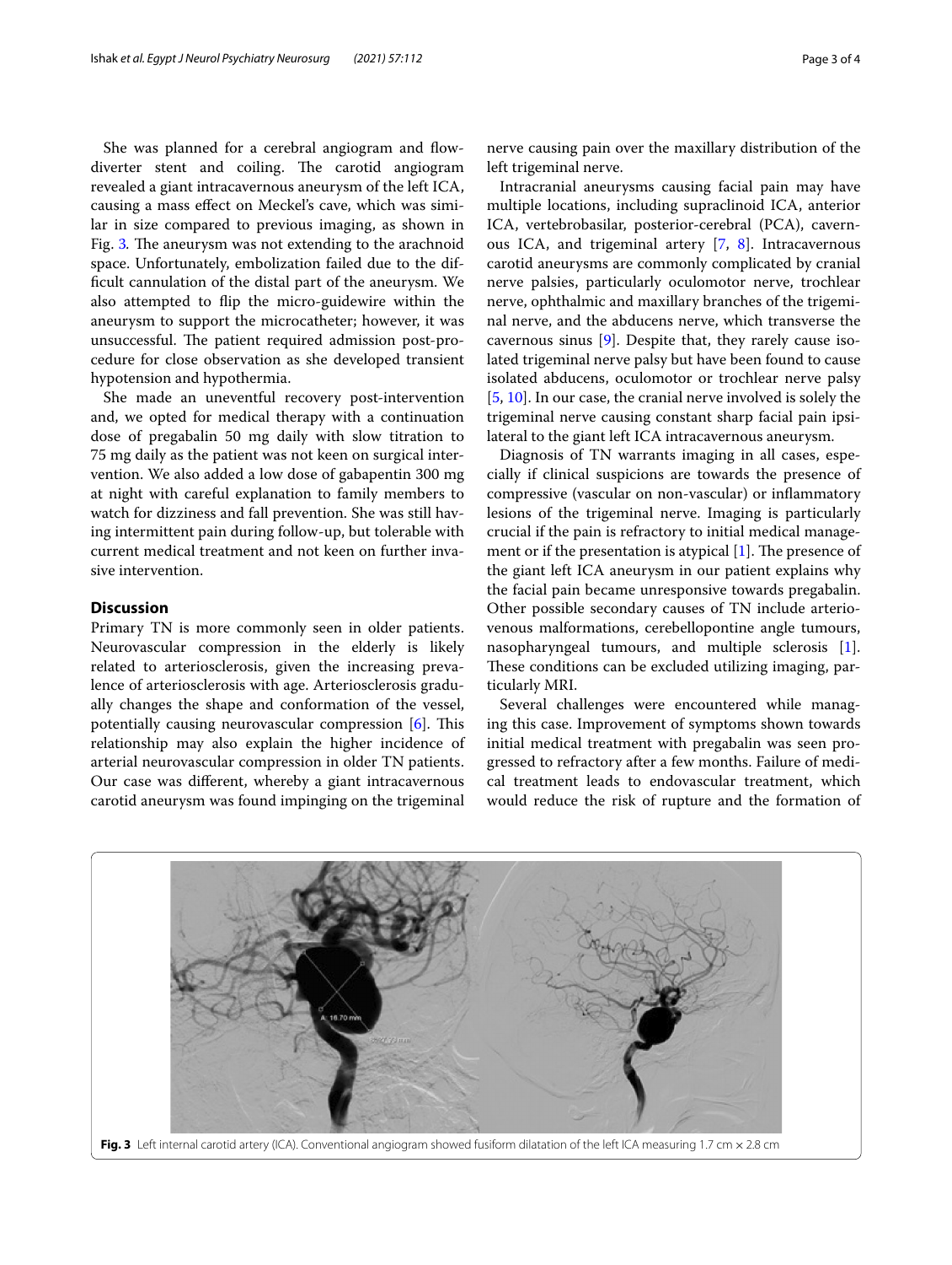She was planned for a cerebral angiogram and flow-diverter stent and coiling. The carotid angiogram revealed a giant intracavernous aneurysm of the left ICA, causing a mass effect on Meckel's cave, which was similar in size compared to previous imaging, as shown in Fig. 3. The aneurysm was not extending to the arachnoid space. Unfortunately, embolization failed due to the difficult cannulation of the distal part of the aneurysm. We also attempted to flip the micro-guidewire within the aneurysm to support the microcatheter; however, it was unsuccessful. The patient required admission post-procedure for close observation as she developed transient hypotension and hypothermia.

She made an uneventful recovery post-intervention and, we opted for medical therapy with a continuation dose of pregabalin 50 mg daily with slow titration to 75 mg daily as the patient was not keen on surgical intervention. We also added a low dose of gabapentin 300 mg at night with careful explanation to family members to watch for dizziness and fall prevention. She was still having intermittent pain during follow-up, but tolerable with current medical treatment and not keen on further invasive intervention.

## Discussion

Primary TN is more commonly seen in older patients. Neurovascular compression in the elderly is likely related to arteriosclerosis, given the increasing prevalence of arteriosclerosis with age. Arteriosclerosis gradually changes the shape and conformation of the vessel, potentially causing neurovascular compression [6]. This relationship may also explain the higher incidence of arterial neurovascular compression in older TN patients. Our case was different, whereby a giant intracavernous carotid aneurysm was found impinging on the trigeminal nerve causing pain over the maxillary distribution of the left trigeminal nerve.

Intracranial aneurysms causing facial pain may have multiple locations, including supraclinoid ICA, anterior ICA, vertebrobasilar, posterior-cerebral (PCA), cavernous ICA, and trigeminal artery [7, 8]. Intracavernous carotid aneurysms are commonly complicated by cranial nerve palsies, particularly oculomotor nerve, trochlear nerve, ophthalmic and maxillary branches of the trigeminal nerve, and the abducens nerve, which transverse the cavernous sinus [9]. Despite that, they rarely cause isolated trigeminal nerve palsy but have been found to cause isolated abducens, oculomotor or trochlear nerve palsy [5, 10]. In our case, the cranial nerve involved is solely the trigeminal nerve causing constant sharp facial pain ipsilateral to the giant left ICA intracavernous aneurysm.

Diagnosis of TN warrants imaging in all cases, especially if clinical suspicions are towards the presence of compressive (vascular on non-vascular) or inflammatory lesions of the trigeminal nerve. Imaging is particularly crucial if the pain is refractory to initial medical management or if the presentation is atypical [1]. The presence of the giant left ICA aneurysm in our patient explains why the facial pain became unresponsive towards pregabalin. Other possible secondary causes of TN include arteriovenous malformations, cerebellopontine angle tumours, nasopharyngeal tumours, and multiple sclerosis [1]. These conditions can be excluded utilizing imaging, particularly MRI.

Several challenges were encountered while managing this case. Improvement of symptoms shown towards initial medical treatment with pregabalin was seen progressed to refractory after a few months. Failure of medical treatment leads to endovascular treatment, which would reduce the risk of rupture and the formation of

**Fig. 3** Left internal carotid artery (ICA). Conventional angiogram showed fusiform dilatation of the left ICA measuring 1.7 cm × 2.8 cm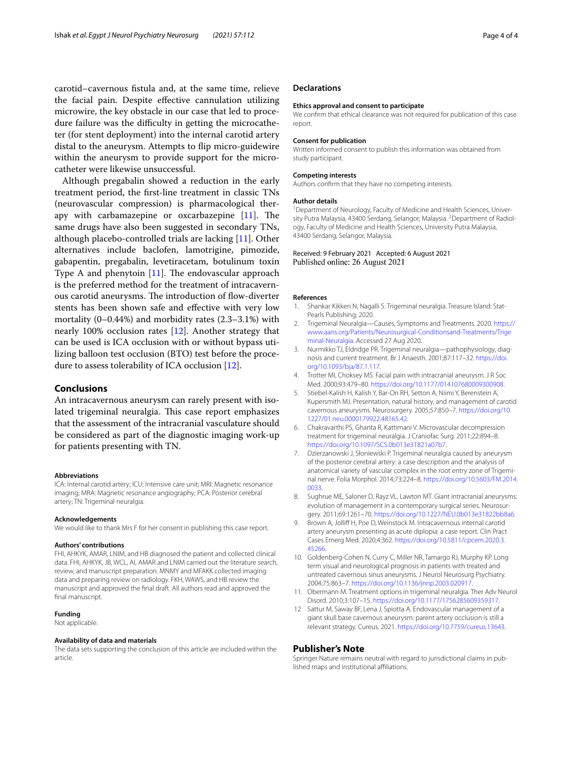carotid–cavernous fistula and, at the same time, relieve the facial pain. Despite effective cannulation utilizing microwire, the key obstacle in our case that led to procedure failure was the difficulty in getting the microcatheter (for stent deployment) into the internal carotid artery distal to the aneurysm. Attempts to flip micro-guidewire within the aneurysm to provide support for the microcatheter were likewise unsuccessful.

Although pregabalin showed a reduction in the early treatment period, the first-line treatment in classic TNs (neurovascular compression) is pharmacological therapy with carbamazepine or oxcarbazepine [11]. The same drugs have also been suggested in secondary TNs, although placebo-controlled trials are lacking [11]. Other alternatives include baclofen, lamotrigine, pimozide, gabapentin, pregabalin, levetiracetam, botulinum toxin Type A and phenytoin [11]. The endovascular approach is the preferred method for the treatment of intracavernous carotid aneurysms. The introduction of flow-diverter stents has been shown safe and effective with very low mortality (0–0.44%) and morbidity rates (2.3–3.1%) with nearly 100% occlusion rates [12]. Another strategy that can be used is ICA occlusion with or without bypass utilizing balloon test occlusion (BTO) test before the procedure to assess tolerability of ICA occlusion [12].

## Conclusions

An intracavernous aneurysm can rarely present with isolated trigeminal neuralgia. This case report emphasizes that the assessment of the intracranial vasculature should be considered as part of the diagnostic imaging work-up for patients presenting with TN.

#### Abbreviations

ICA: Internal carotid artery; ICU: Intensive care unit; MRI: Magnetic resonance imaging; MRA: Magnetic resonance angiography; PCA: Posterior cerebral artery; TN: Trigeminal neuralgia.

#### Acknowledgements

We would like to thank Mrs F for her consent in publishing this case report.

#### Authors' contributions

FHI, AHKYK, AMAR, LNIM, and HB diagnosed the patient and collected clinical data. FHI, AHKYK, JB, WCL, AI, AMAR and LNIM carried out the literature search, review, and manuscript preparation. MNMY and MFAKK collected imaging data and preparing review on radiology. FKH, WAWS, and HB review the manuscript and approved the final draft. All authors read and approved the final manuscript.

#### Funding

Not applicable.

#### Availability of data and materials

The data sets supporting the conclusion of this article are included within the article.

## Declarations

#### Ethics approval and consent to participate

We confirm that ethical clearance was not required for publication of this case report.

#### Consent for publication

Written informed consent to publish this information was obtained from study participant.

#### Competing interests

Authors confirm that they have no competing interests.

#### Author details

[1]Department of Neurology, Faculty of Medicine and Health Sciences, University Putra Malaysia, 43400 Serdang, Selangor, Malaysia. [2]Department of Radiology, Faculty of Medicine and Health Sciences, University Putra Malaysia, 43400 Serdang, Selangor, Malaysia.

Received: 9 February 2021 Accepted: 6 August 2021
Published online: 26 August 2021

#### References

1. Shankar Kikkeri N, Nagalli S. Trigeminal neuralgia. Treasure Island: StatPearls Publishing; 2020.
2. Trigeminal Neuralgia—Causes, Symptoms and Treatments. 2020. https://www.aans.org/Patients/Neurosurgical-Conditionsand-Treatments/Trigeminal-Neuralgia. Accessed 27 Aug 2020.
3. Nurmikko TJ, Eldridge PR. Trigeminal neuralgia—pathophysiology, diagnosis and current treatment. Br J Anaesth. 2001;87:117–32. https://doi.org/10.1093/bja/87.1.117.
4. Trotter MI, Choksey MS. Facial pain with intracranial aneurysm. J R Soc Med. 2000;93:479–80. https://doi.org/10.1177/014107680009300908.
5. Stiebel-Kalish H, Kalish Y, Bar-On RH, Setton A, Niimi Y, Berenstein A, Kupersmith MJ. Presentation, natural history, and management of carotid cavernous aneurysms. Neurosurgery. 2005;57:850–7. https://doi.org/10.1227/01.neu.0000179922.48165.42.
6. Chakravarthi PS, Ghanta R, Kattimani V. Microvascular decompression treatment for trigeminal neuralgia. J Craniofac Surg. 2011;22:894–8. https://doi.org/10.1097/SCS.0b013e31821a07b7.
7. Dzierzanowski J, Słoniewski P. Trigeminal neuralgia caused by aneurysm of the posterior cerebral artery: a case description and the analysis of anatomical variety of vascular complex in the root entry zone of Trigeminal nerve. Folia Morphol. 2014;73:224–8. https://doi.org/10.5603/FM.2014.0033.
8. Sughrue ME, Saloner D, Rayz VL, Lawton MT. Giant intracranial aneurysms: evolution of management in a contemporary surgical series. Neurosurgery. 2011;69:1261–70. https://doi.org/10.1227/NEU.0b013e31822bb8a6.
9. Brown A, Jolliff H, Poe D, Weinstock M. Intracavernous internal carotid artery aneurysm presenting as acute diplopia: a case report. Clin Pract Cases Emerg Med. 2020;4:362. https://doi.org/10.5811/cpcem.2020.3.45266.
10. Goldenberg-Cohen N, Curry C, Miller NR, Tamargo RJ, Murphy KP. Long term visual and neurological prognosis in patients with treated and untreated cavernous sinus aneurysms. J Neurol Neurosurg Psychiatry. 2004;75:863–7. https://doi.org/10.1136/jnnp.2003.020917.
11. Obermann M. Treatment options in trigeminal neuralgia. Ther Adv Neurol Disord. 2010;3:107–15. https://doi.org/10.1177/1756285609359317.
12. Sattur M, Saway BF, Lena J, Spiotta A. Endovascular management of a giant skull base cavernous aneurysm: parent artery occlusion is still a relevant strategy. Cureus. 2021. https://doi.org/10.7759/cureus.13643.

## Publisher's Note

Springer Nature remains neutral with regard to jurisdictional claims in published maps and institutional affiliations.